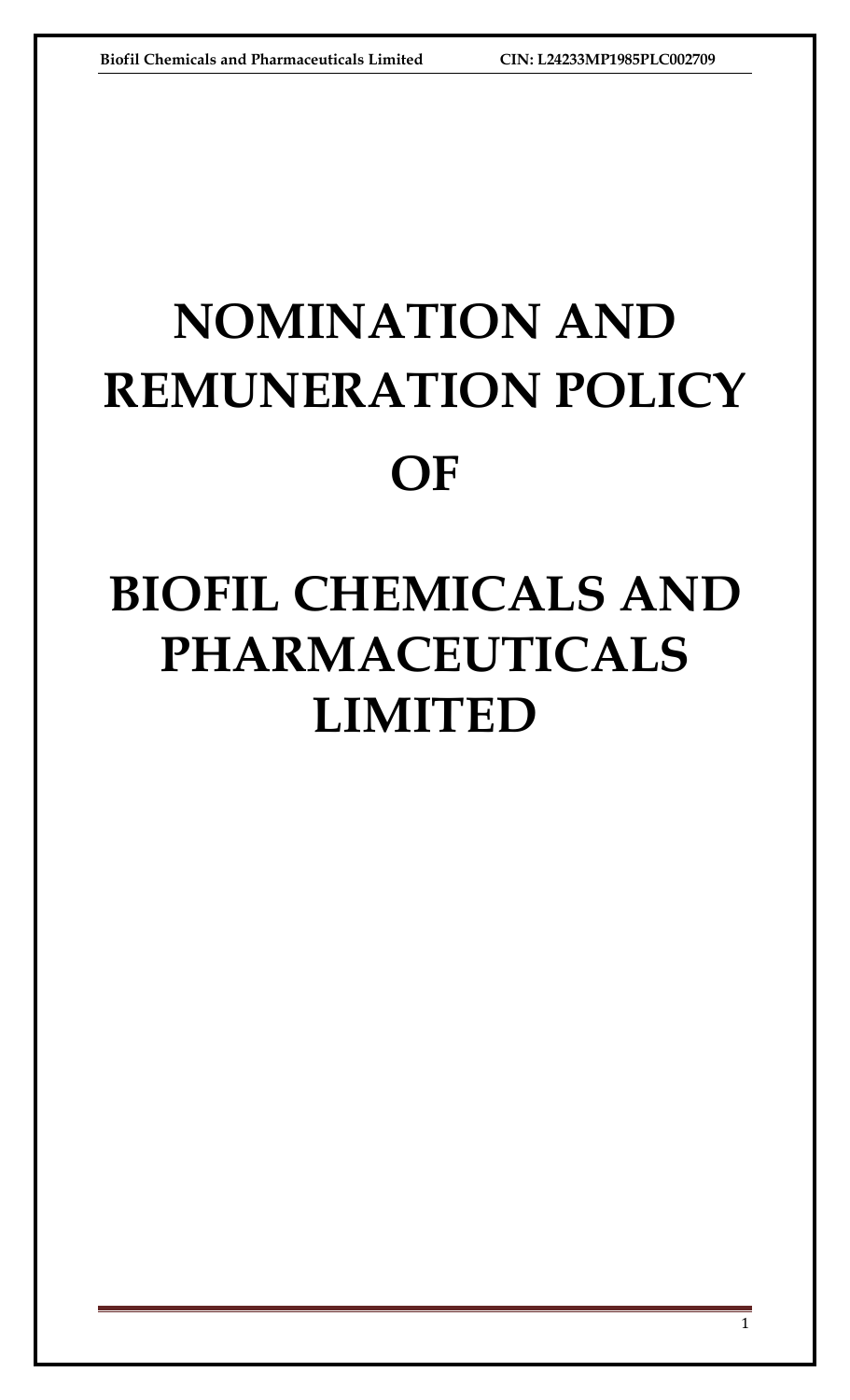# NOMINATION AND REMUNERATION POLICY OF

# BIOFIL CHEMICALS AND PHARMACEUTICALS LIMITED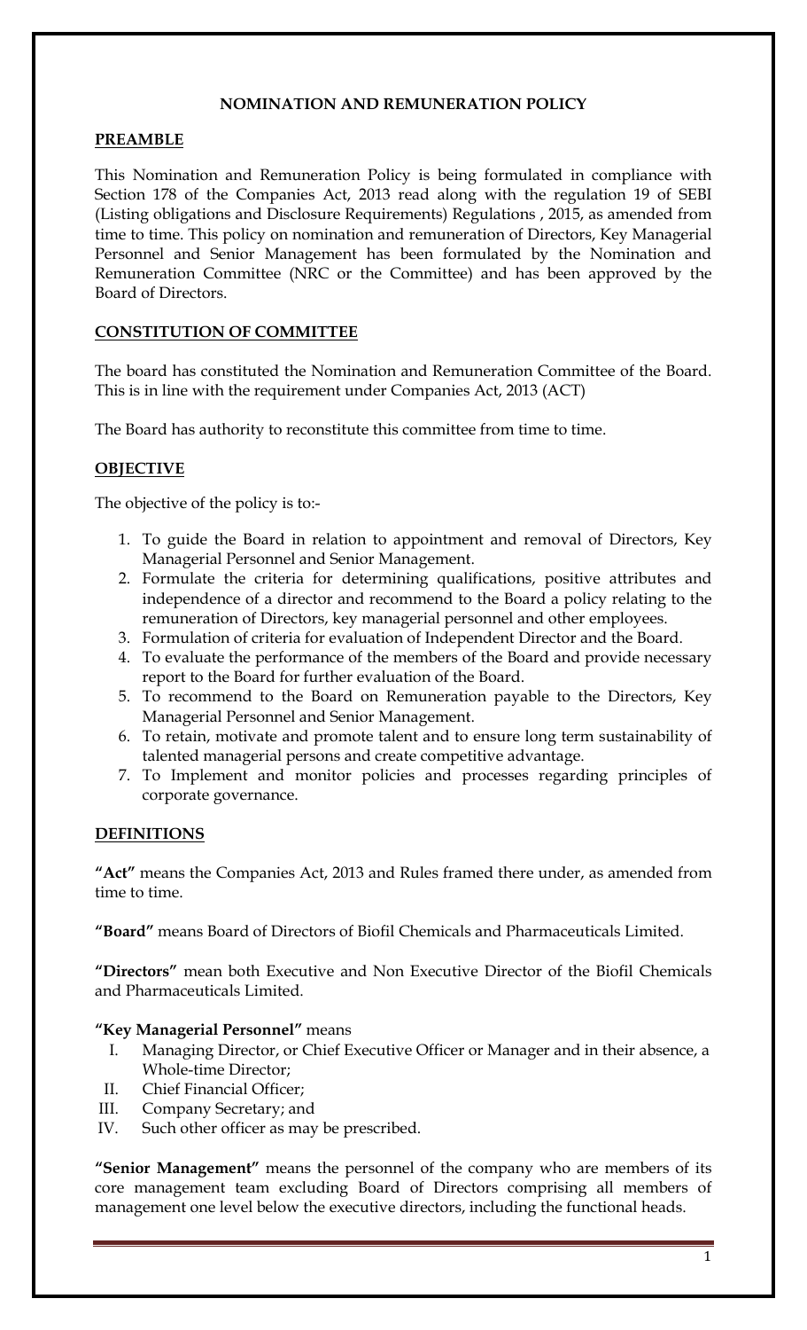# NOMINATION AND REMUNERATION POLICY

## PREAMBLE

This Nomination and Remuneration Policy is being formulated in compliance with Section 178 of the Companies Act, 2013 read along with the regulation 19 of SEBI (Listing obligations and Disclosure Requirements) Regulations , 2015, as amended from time to time. This policy on nomination and remuneration of Directors, Key Managerial Personnel and Senior Management has been formulated by the Nomination and Remuneration Committee (NRC or the Committee) and has been approved by the Board of Directors.

## CONSTITUTION OF COMMITTEE

The board has constituted the Nomination and Remuneration Committee of the Board. This is in line with the requirement under Companies Act, 2013 (ACT)

The Board has authority to reconstitute this committee from time to time.

## OBJECTIVE

The objective of the policy is to:-

1. To guide the Board in relation to appointment and removal of Directors, Key Managerial Personnel and Senior Management.
2. Formulate the criteria for determining qualifications, positive attributes and independence of a director and recommend to the Board a policy relating to the remuneration of Directors, key managerial personnel and other employees.
3. Formulation of criteria for evaluation of Independent Director and the Board.
4. To evaluate the performance of the members of the Board and provide necessary report to the Board for further evaluation of the Board.
5. To recommend to the Board on Remuneration payable to the Directors, Key Managerial Personnel and Senior Management.
6. To retain, motivate and promote talent and to ensure long term sustainability of talented managerial persons and create competitive advantage.
7. To Implement and monitor policies and processes regarding principles of corporate governance.

## DEFINITIONS

**"Act"** means the Companies Act, 2013 and Rules framed there under, as amended from time to time.

**"Board"** means Board of Directors of Biofil Chemicals and Pharmaceuticals Limited.

**"Directors"** mean both Executive and Non Executive Director of the Biofil Chemicals and Pharmaceuticals Limited.

**"Key Managerial Personnel"** means

I. Managing Director, or Chief Executive Officer or Manager and in their absence, a Whole-time Director;
II. Chief Financial Officer;
III. Company Secretary; and
IV. Such other officer as may be prescribed.

**"Senior Management"** means the personnel of the company who are members of its core management team excluding Board of Directors comprising all members of management one level below the executive directors, including the functional heads.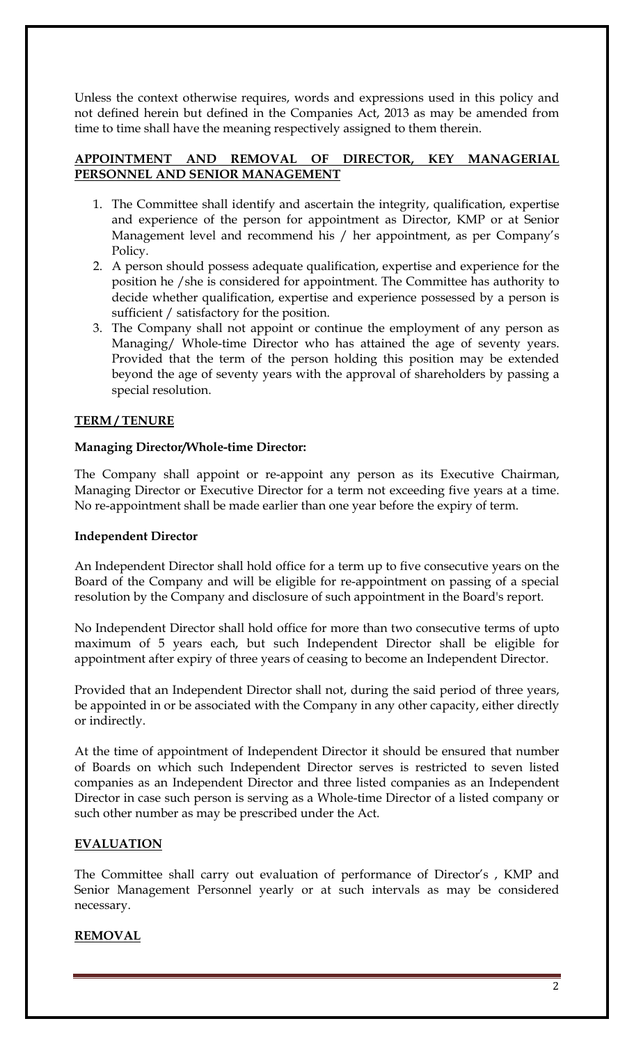Unless the context otherwise requires, words and expressions used in this policy and not defined herein but defined in the Companies Act, 2013 as may be amended from time to time shall have the meaning respectively assigned to them therein.

## APPOINTMENT AND REMOVAL OF DIRECTOR, KEY MANAGERIAL PERSONNEL AND SENIOR MANAGEMENT

1. The Committee shall identify and ascertain the integrity, qualification, expertise and experience of the person for appointment as Director, KMP or at Senior Management level and recommend his / her appointment, as per Company's Policy.
2. A person should possess adequate qualification, expertise and experience for the position he /she is considered for appointment. The Committee has authority to decide whether qualification, expertise and experience possessed by a person is sufficient / satisfactory for the position.
3. The Company shall not appoint or continue the employment of any person as Managing/ Whole-time Director who has attained the age of seventy years. Provided that the term of the person holding this position may be extended beyond the age of seventy years with the approval of shareholders by passing a special resolution.

## TERM / TENURE

**Managing Director/Whole-time Director:**

The Company shall appoint or re-appoint any person as its Executive Chairman, Managing Director or Executive Director for a term not exceeding five years at a time. No re-appointment shall be made earlier than one year before the expiry of term.

**Independent Director**

An Independent Director shall hold office for a term up to five consecutive years on the Board of the Company and will be eligible for re-appointment on passing of a special resolution by the Company and disclosure of such appointment in the Board's report.

No Independent Director shall hold office for more than two consecutive terms of upto maximum of 5 years each, but such Independent Director shall be eligible for appointment after expiry of three years of ceasing to become an Independent Director.

Provided that an Independent Director shall not, during the said period of three years, be appointed in or be associated with the Company in any other capacity, either directly or indirectly.

At the time of appointment of Independent Director it should be ensured that number of Boards on which such Independent Director serves is restricted to seven listed companies as an Independent Director and three listed companies as an Independent Director in case such person is serving as a Whole-time Director of a listed company or such other number as may be prescribed under the Act.

## EVALUATION

The Committee shall carry out evaluation of performance of Director's , KMP and Senior Management Personnel yearly or at such intervals as may be considered necessary.

## REMOVAL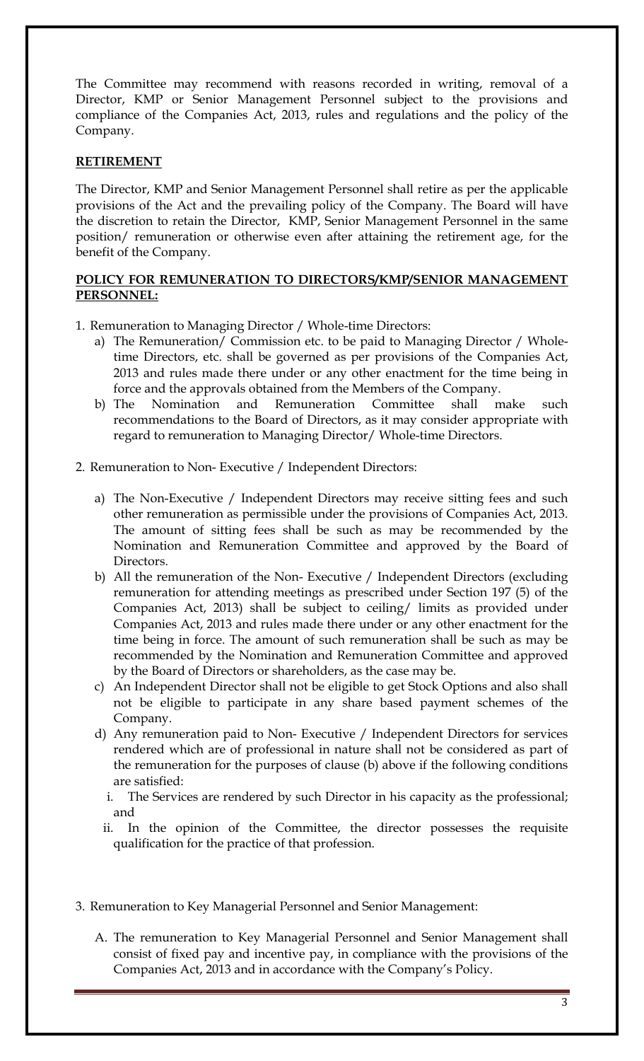The Committee may recommend with reasons recorded in writing, removal of a Director, KMP or Senior Management Personnel subject to the provisions and compliance of the Companies Act, 2013, rules and regulations and the policy of the Company.

## RETIREMENT

The Director, KMP and Senior Management Personnel shall retire as per the applicable provisions of the Act and the prevailing policy of the Company. The Board will have the discretion to retain the Director, KMP, Senior Management Personnel in the same position/ remuneration or otherwise even after attaining the retirement age, for the benefit of the Company.

## POLICY FOR REMUNERATION TO DIRECTORS/KMP/SENIOR MANAGEMENT PERSONNEL:

1. Remuneration to Managing Director / Whole-time Directors:
   a) The Remuneration/ Commission etc. to be paid to Managing Director / Whole-time Directors, etc. shall be governed as per provisions of the Companies Act, 2013 and rules made there under or any other enactment for the time being in force and the approvals obtained from the Members of the Company.
   b) The Nomination and Remuneration Committee shall make such recommendations to the Board of Directors, as it may consider appropriate with regard to remuneration to Managing Director/ Whole-time Directors.

2. Remuneration to Non- Executive / Independent Directors:
   a) The Non-Executive / Independent Directors may receive sitting fees and such other remuneration as permissible under the provisions of Companies Act, 2013. The amount of sitting fees shall be such as may be recommended by the Nomination and Remuneration Committee and approved by the Board of Directors.
   b) All the remuneration of the Non- Executive / Independent Directors (excluding remuneration for attending meetings as prescribed under Section 197 (5) of the Companies Act, 2013) shall be subject to ceiling/ limits as provided under Companies Act, 2013 and rules made there under or any other enactment for the time being in force. The amount of such remuneration shall be such as may be recommended by the Nomination and Remuneration Committee and approved by the Board of Directors or shareholders, as the case may be.
   c) An Independent Director shall not be eligible to get Stock Options and also shall not be eligible to participate in any share based payment schemes of the Company.
   d) Any remuneration paid to Non- Executive / Independent Directors for services rendered which are of professional in nature shall not be considered as part of the remuneration for the purposes of clause (b) above if the following conditions are satisfied:
      i. The Services are rendered by such Director in his capacity as the professional; and
      ii. In the opinion of the Committee, the director possesses the requisite qualification for the practice of that profession.

3. Remuneration to Key Managerial Personnel and Senior Management:
   A. The remuneration to Key Managerial Personnel and Senior Management shall consist of fixed pay and incentive pay, in compliance with the provisions of the Companies Act, 2013 and in accordance with the Company's Policy.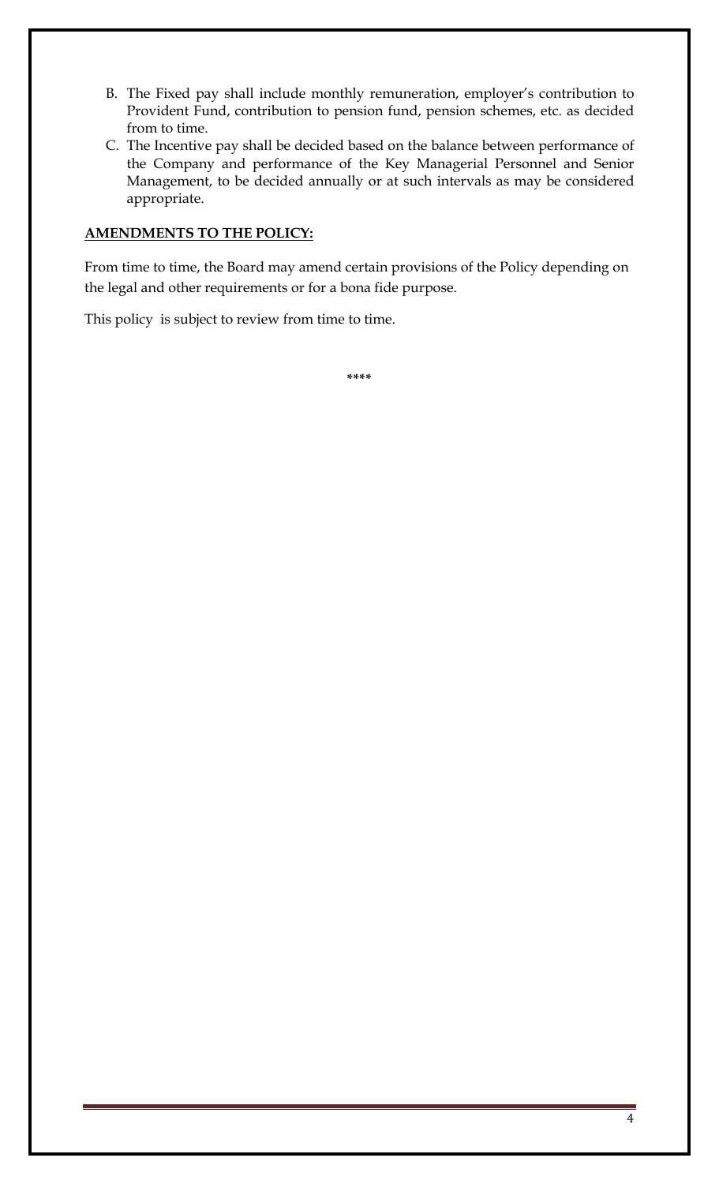B. The Fixed pay shall include monthly remuneration, employer's contribution to Provident Fund, contribution to pension fund, pension schemes, etc. as decided from to time.

C. The Incentive pay shall be decided based on the balance between performance of the Company and performance of the Key Managerial Personnel and Senior Management, to be decided annually or at such intervals as may be considered appropriate.

**AMENDMENTS TO THE POLICY:**

From time to time, the Board may amend certain provisions of the Policy depending on the legal and other requirements or for a bona fide purpose.

This policy is subject to review from time to time.

****